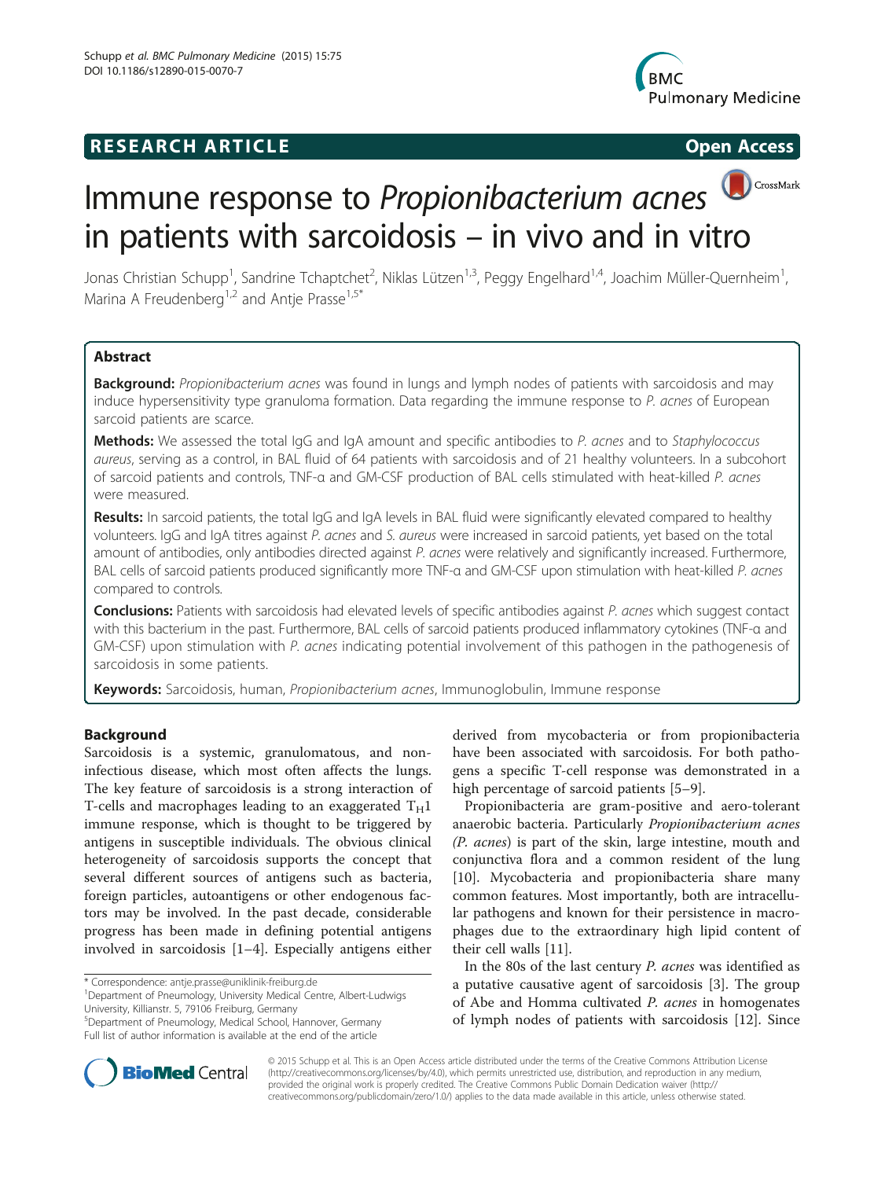RESEARCH ARTICLE Open Access

# Immune response to *Propionibacterium acnes* in patients with sarcoidosis – in vivo and in vitro

Jonas Christian Schupp[1], Sandrine Tchaptchet[2], Niklas Lützen[1,3], Peggy Engelhard[1,4], Joachim Müller-Quernheim[1], Marina A Freudenberg[1,2] and Antje Prasse[1,5*]

## Abstract

**Background:** *Propionibacterium acnes* was found in lungs and lymph nodes of patients with sarcoidosis and may induce hypersensitivity type granuloma formation. Data regarding the immune response to *P. acnes* of European sarcoid patients are scarce.

**Methods:** We assessed the total IgG and IgA amount and specific antibodies to *P. acnes* and to *Staphylococcus aureus*, serving as a control, in BAL fluid of 64 patients with sarcoidosis and of 21 healthy volunteers. In a subcohort of sarcoid patients and controls, TNF-α and GM-CSF production of BAL cells stimulated with heat-killed *P. acnes* were measured.

**Results:** In sarcoid patients, the total IgG and IgA levels in BAL fluid were significantly elevated compared to healthy volunteers. IgG and IgA titres against *P. acnes* and *S. aureus* were increased in sarcoid patients, yet based on the total amount of antibodies, only antibodies directed against *P. acnes* were relatively and significantly increased. Furthermore, BAL cells of sarcoid patients produced significantly more TNF-α and GM-CSF upon stimulation with heat-killed *P. acnes* compared to controls.

**Conclusions:** Patients with sarcoidosis had elevated levels of specific antibodies against *P. acnes* which suggest contact with this bacterium in the past. Furthermore, BAL cells of sarcoid patients produced inflammatory cytokines (TNF-α and GM-CSF) upon stimulation with *P. acnes* indicating potential involvement of this pathogen in the pathogenesis of sarcoidosis in some patients.

**Keywords:** Sarcoidosis, human, *Propionibacterium acnes*, Immunoglobulin, Immune response

## Background

Sarcoidosis is a systemic, granulomatous, and non-infectious disease, which most often affects the lungs. The key feature of sarcoidosis is a strong interaction of T-cells and macrophages leading to an exaggerated $T_H1$ immune response, which is thought to be triggered by antigens in susceptible individuals. The obvious clinical heterogeneity of sarcoidosis supports the concept that several different sources of antigens such as bacteria, foreign particles, autoantigens or other endogenous factors may be involved. In the past decade, considerable progress has been made in defining potential antigens involved in sarcoidosis [1–4]. Especially antigens either derived from mycobacteria or from propionibacteria have been associated with sarcoidosis. For both pathogens a specific T-cell response was demonstrated in a high percentage of sarcoid patients [5–9].

Propionibacteria are gram-positive and aero-tolerant anaerobic bacteria. Particularly *Propionibacterium acnes (P. acnes)* is part of the skin, large intestine, mouth and conjunctiva flora and a common resident of the lung [10]. Mycobacteria and propionibacteria share many common features. Most importantly, both are intracellular pathogens and known for their persistence in macrophages due to the extraordinary high lipid content of their cell walls [11].

In the 80s of the last century *P. acnes* was identified as a putative causative agent of sarcoidosis [3]. The group of Abe and Homma cultivated *P. acnes* in homogenates of lymph nodes of patients with sarcoidosis [12]. Since

\* Correspondence: antje.prasse@uniklinik-freiburg.de
[1]Department of Pneumology, University Medical Centre, Albert-Ludwigs University, Killianstr. 5, 79106 Freiburg, Germany
[5]Department of Pneumology, Medical School, Hannover, Germany
Full list of author information is available at the end of the article

© 2015 Schupp et al. This is an Open Access article distributed under the terms of the Creative Commons Attribution License (http://creativecommons.org/licenses/by/4.0), which permits unrestricted use, distribution, and reproduction in any medium, provided the original work is properly credited. The Creative Commons Public Domain Dedication waiver (http://creativecommons.org/publicdomain/zero/1.0/) applies to the data made available in this article, unless otherwise stated.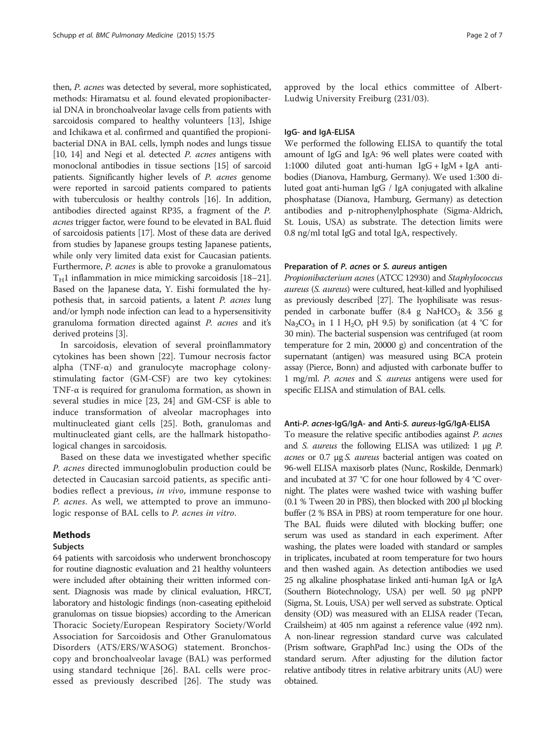then, *P. acnes* was detected by several, more sophisticated, methods: Hiramatsu et al. found elevated propionibacterial DNA in bronchoalveolar lavage cells from patients with sarcoidosis compared to healthy volunteers [13], Ishige and Ichikawa et al. confirmed and quantified the propionibacterial DNA in BAL cells, lymph nodes and lungs tissue [10, 14] and Negi et al. detected *P. acnes* antigens with monoclonal antibodies in tissue sections [15] of sarcoid patients. Significantly higher levels of *P. acnes* genome were reported in sarcoid patients compared to patients with tuberculosis or healthy controls [16]. In addition, antibodies directed against RP35, a fragment of the *P. acnes* trigger factor, were found to be elevated in BAL fluid of sarcoidosis patients [17]. Most of these data are derived from studies by Japanese groups testing Japanese patients, while only very limited data exist for Caucasian patients. Furthermore, *P. acnes* is able to provoke a granulomatous $T_H1$ inflammation in mice mimicking sarcoidosis [18–21]. Based on the Japanese data, Y. Eishi formulated the hypothesis that, in sarcoid patients, a latent *P. acnes* lung and/or lymph node infection can lead to a hypersensitivity granuloma formation directed against *P. acnes* and it's derived proteins [3].

In sarcoidosis, elevation of several proinflammatory cytokines has been shown [22]. Tumour necrosis factor alpha (TNF-α) and granulocyte macrophage colony-stimulating factor (GM-CSF) are two key cytokines: TNF-α is required for granuloma formation, as shown in several studies in mice [23, 24] and GM-CSF is able to induce transformation of alveolar macrophages into multinucleated giant cells [25]. Both, granulomas and multinucleated giant cells, are the hallmark histopathological changes in sarcoidosis.

Based on these data we investigated whether specific *P. acnes* directed immunoglobulin production could be detected in Caucasian sarcoid patients, as specific antibodies reflect a previous, *in vivo*, immune response to *P. acnes*. As well, we attempted to prove an immunologic response of BAL cells to *P. acnes in vitro*.

## Methods

### Subjects

64 patients with sarcoidosis who underwent bronchoscopy for routine diagnostic evaluation and 21 healthy volunteers were included after obtaining their written informed consent. Diagnosis was made by clinical evaluation, HRCT, laboratory and histologic findings (non-caseating epitheloid granulomas on tissue biopsies) according to the American Thoracic Society/European Respiratory Society/World Association for Sarcoidosis and Other Granulomatous Disorders (ATS/ERS/WASOG) statement. Bronchoscopy and bronchoalveolar lavage (BAL) was performed using standard technique [26]. BAL cells were processed as previously described [26]. The study was approved by the local ethics committee of Albert-Ludwig University Freiburg (231/03).

### IgG- and IgA-ELISA

We performed the following ELISA to quantify the total amount of IgG and IgA: 96 well plates were coated with 1:1000 diluted goat anti-human IgG + IgM + IgA antibodies (Dianova, Hamburg, Germany). We used 1:300 diluted goat anti-human IgG / IgA conjugated with alkaline phosphatase (Dianova, Hamburg, Germany) as detection antibodies and p-nitrophenylphosphate (Sigma-Aldrich, St. Louis, USA) as substrate. The detection limits were 0.8 ng/ml total IgG and total IgA, respectively.

### Preparation of *P. acnes* or *S. aureus* antigen

*Propionibacterium acnes* (ATCC 12930) and *Staphylococcus aureus* (*S. aureus*) were cultured, heat-killed and lyophilised as previously described [27]. The lyophilisate was resuspended in carbonate buffer (8.4 g $NaHCO_3$ & 3.56 g $Na_2CO_3$ in 1 l $H_2O$, pH 9.5) by sonification (at 4 °C for 30 min). The bacterial suspension was centrifuged (at room temperature for 2 min, 20000 g) and concentration of the supernatant (antigen) was measured using BCA protein assay (Pierce, Bonn) and adjusted with carbonate buffer to 1 mg/ml. *P. acnes* and *S. aureus* antigens were used for specific ELISA and stimulation of BAL cells.

### Anti-*P. acnes*-IgG/IgA- and Anti-*S. aureus*-IgG/IgA-ELISA

To measure the relative specific antibodies against *P. acnes* and *S. aureus* the following ELISA was utilized: 1 μg *P. acnes* or 0.7 μg *S. aureus* bacterial antigen was coated on 96-well ELISA maxisorb plates (Nunc, Roskilde, Denmark) and incubated at 37 °C for one hour followed by 4 °C overnight. The plates were washed twice with washing buffer (0.1 % Tween 20 in PBS), then blocked with 200 μl blocking buffer (2 % BSA in PBS) at room temperature for one hour. The BAL fluids were diluted with blocking buffer; one serum was used as standard in each experiment. After washing, the plates were loaded with standard or samples in triplicates, incubated at room temperature for two hours and then washed again. As detection antibodies we used 25 ng alkaline phosphatase linked anti-human IgA or IgA (Southern Biotechnology, USA) per well. 50 μg pNPP (Sigma, St. Louis, USA) per well served as substrate. Optical density (OD) was measured with an ELISA reader (Tecan, Crailsheim) at 405 nm against a reference value (492 nm). A non-linear regression standard curve was calculated (Prism software, GraphPad Inc.) using the ODs of the standard serum. After adjusting for the dilution factor relative antibody titres in relative arbitrary units (AU) were obtained.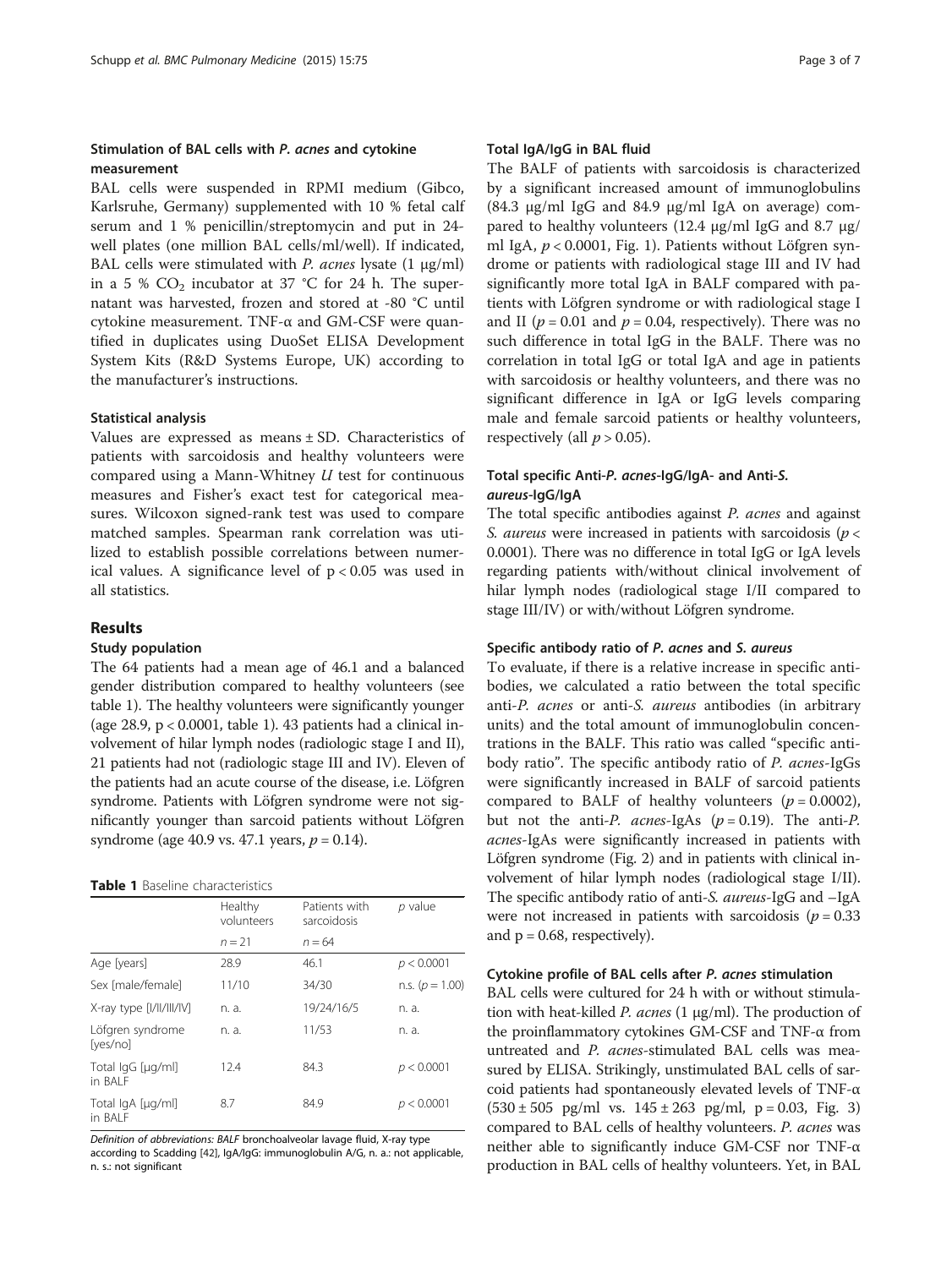### Stimulation of BAL cells with *P. acnes* and cytokine measurement

BAL cells were suspended in RPMI medium (Gibco, Karlsruhe, Germany) supplemented with 10 % fetal calf serum and 1 % penicillin/streptomycin and put in 24-well plates (one million BAL cells/ml/well). If indicated, BAL cells were stimulated with *P. acnes* lysate (1 μg/ml) in a 5 % $CO_2$ incubator at 37 °C for 24 h. The supernatant was harvested, frozen and stored at -80 °C until cytokine measurement. TNF-α and GM-CSF were quantified in duplicates using DuoSet ELISA Development System Kits (R&D Systems Europe, UK) according to the manufacturer's instructions.

### Statistical analysis

Values are expressed as means ± SD. Characteristics of patients with sarcoidosis and healthy volunteers were compared using a Mann-Whitney *U* test for continuous measures and Fisher's exact test for categorical measures. Wilcoxon signed-rank test was used to compare matched samples. Spearman rank correlation was utilized to establish possible correlations between numerical values. A significance level of $p < 0.05$ was used in all statistics.

## Results

### Study population

The 64 patients had a mean age of 46.1 and a balanced gender distribution compared to healthy volunteers (see table 1). The healthy volunteers were significantly younger (age 28.9, $p < 0.0001$, table 1). 43 patients had a clinical involvement of hilar lymph nodes (radiologic stage I and II), 21 patients had not (radiologic stage III and IV). Eleven of the patients had an acute course of the disease, i.e. Löfgren syndrome. Patients with Löfgren syndrome were not significantly younger than sarcoid patients without Löfgren syndrome (age 40.9 vs. 47.1 years, $p = 0.14$).

**Table 1** Baseline characteristics

| | Healthy volunteers | Patients with sarcoidosis | *p* value |
|---|---|---|---|
| | $n = 21$ | $n = 64$ | |
| Age [years] | 28.9 | 46.1 | $p < 0.0001$ |
| Sex [male/female] | 11/10 | 34/30 | n.s. ($p = 1.00$) |
| X-ray type [I/II/III/IV] | n. a. | 19/24/16/5 | n. a. |
| Löfgren syndrome [yes/no] | n. a. | 11/53 | n. a. |
| Total IgG [μg/ml] in BALF | 12.4 | 84.3 | $p < 0.0001$ |
| Total IgA [μg/ml] in BALF | 8.7 | 84.9 | $p < 0.0001$ |

*Definition of abbreviations: BALF* bronchoalveolar lavage fluid, X-ray type according to Scadding [42], IgA/IgG: immunoglobulin A/G, n. a.: not applicable, n. s.: not significant

### Total IgA/IgG in BAL fluid

The BALF of patients with sarcoidosis is characterized by a significant increased amount of immunoglobulins (84.3 μg/ml IgG and 84.9 μg/ml IgA on average) compared to healthy volunteers (12.4 μg/ml IgG and 8.7 μg/ml IgA, $p < 0.0001$, Fig. 1). Patients without Löfgren syndrome or patients with radiological stage III and IV had significantly more total IgA in BALF compared with patients with Löfgren syndrome or with radiological stage I and II ($p = 0.01$ and $p = 0.04$, respectively). There was no such difference in total IgG in the BALF. There was no correlation in total IgG or total IgA and age in patients with sarcoidosis or healthy volunteers, and there was no significant difference in IgA or IgG levels comparing male and female sarcoid patients or healthy volunteers, respectively (all $p > 0.05$).

### Total specific Anti-*P. acnes*-IgG/IgA- and Anti-*S. aureus*-IgG/IgA

The total specific antibodies against *P. acnes* and against *S. aureus* were increased in patients with sarcoidosis ($p < 0.0001$). There was no difference in total IgG or IgA levels regarding patients with/without clinical involvement of hilar lymph nodes (radiological stage I/II compared to stage III/IV) or with/without Löfgren syndrome.

### Specific antibody ratio of *P. acnes* and *S. aureus*

To evaluate, if there is a relative increase in specific antibodies, we calculated a ratio between the total specific anti-*P. acnes* or anti-*S. aureus* antibodies (in arbitrary units) and the total amount of immunoglobulin concentrations in the BALF. This ratio was called "specific antibody ratio". The specific antibody ratio of *P. acnes*-IgGs were significantly increased in BALF of sarcoid patients compared to BALF of healthy volunteers ($p = 0.0002$), but not the anti-*P. acnes*-IgAs ($p = 0.19$). The anti-*P. acnes*-IgAs were significantly increased in patients with Löfgren syndrome (Fig. 2) and in patients with clinical involvement of hilar lymph nodes (radiological stage I/II). The specific antibody ratio of anti-*S. aureus*-IgG and –IgA were not increased in patients with sarcoidosis ($p = 0.33$ and $p = 0.68$, respectively).

### Cytokine profile of BAL cells after *P. acnes* stimulation

BAL cells were cultured for 24 h with or without stimulation with heat-killed *P. acnes* (1 μg/ml). The production of the proinflammatory cytokines GM-CSF and TNF-α from untreated and *P. acnes*-stimulated BAL cells was measured by ELISA. Strikingly, unstimulated BAL cells of sarcoid patients had spontaneously elevated levels of TNF-α (530 ± 505 pg/ml vs. 145 ± 263 pg/ml, $p = 0.03$, Fig. 3) compared to BAL cells of healthy volunteers. *P. acnes* was neither able to significantly induce GM-CSF nor TNF-α production in BAL cells of healthy volunteers. Yet, in BAL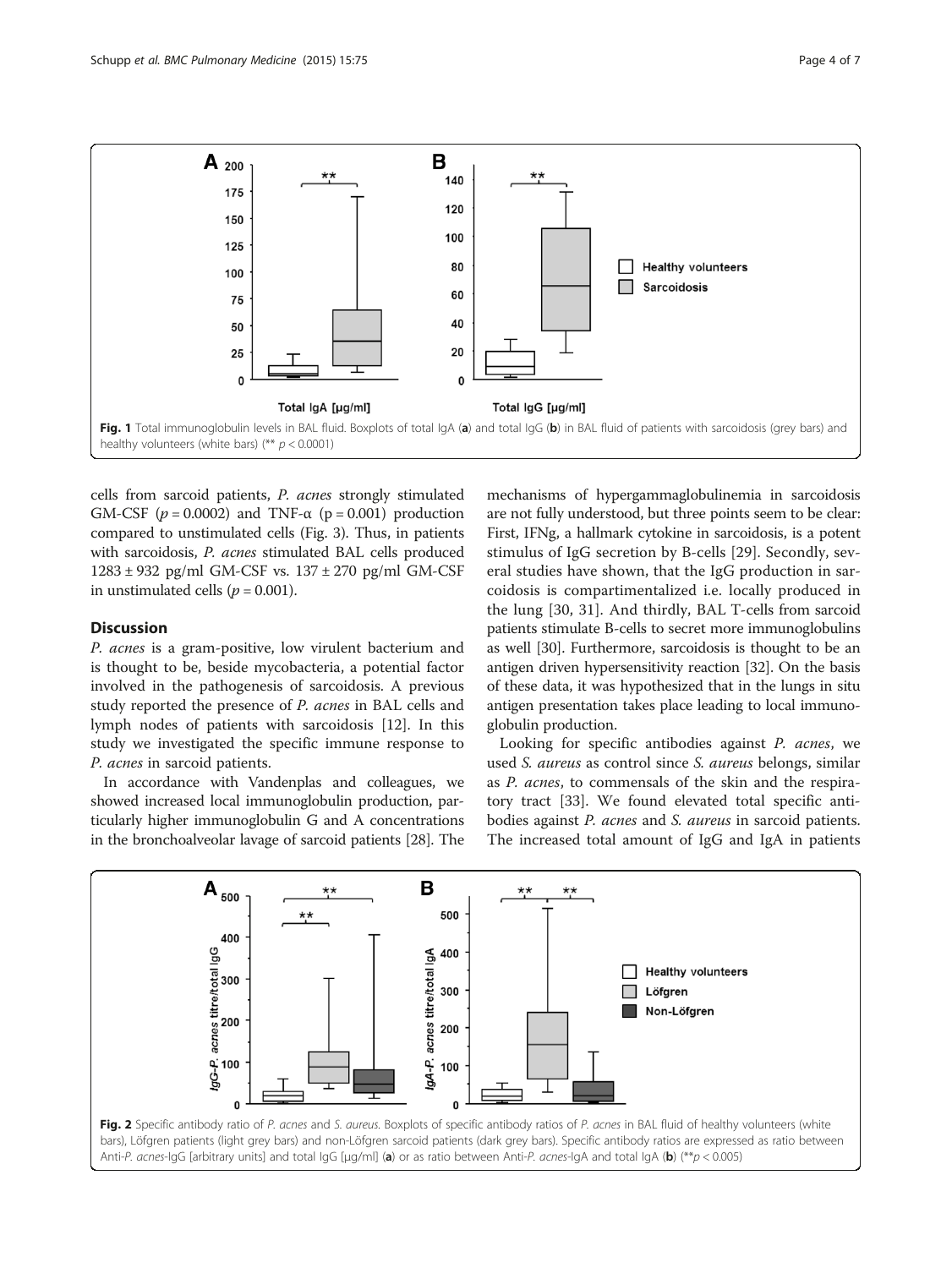Fig. 1 Total immunoglobulin levels in BAL fluid. Boxplots of total IgA (**a**) and total IgG (**b**) in BAL fluid of patients with sarcoidosis (grey bars) and healthy volunteers (white bars) (** $p < 0.0001$)

cells from sarcoid patients, *P. acnes* strongly stimulated GM-CSF ($p = 0.0002$) and TNF-α ($p = 0.001$) production compared to unstimulated cells (Fig. 3). Thus, in patients with sarcoidosis, *P. acnes* stimulated BAL cells produced 1283 ± 932 pg/ml GM-CSF vs. 137 ± 270 pg/ml GM-CSF in unstimulated cells ($p = 0.001$).

## Discussion

*P. acnes* is a gram-positive, low virulent bacterium and is thought to be, beside mycobacteria, a potential factor involved in the pathogenesis of sarcoidosis. A previous study reported the presence of *P. acnes* in BAL cells and lymph nodes of patients with sarcoidosis [12]. In this study we investigated the specific immune response to *P. acnes* in sarcoid patients.

In accordance with Vandenplas and colleagues, we showed increased local immunoglobulin production, particularly higher immunoglobulin G and A concentrations in the bronchoalveolar lavage of sarcoid patients [28]. The mechanisms of hypergammaglobulinemia in sarcoidosis are not fully understood, but three points seem to be clear: First, IFNg, a hallmark cytokine in sarcoidosis, is a potent stimulus of IgG secretion by B-cells [29]. Secondly, several studies have shown, that the IgG production in sarcoidosis is compartimentalized i.e. locally produced in the lung [30, 31]. And thirdly, BAL T-cells from sarcoid patients stimulate B-cells to secret more immunoglobulins as well [30]. Furthermore, sarcoidosis is thought to be an antigen driven hypersensitivity reaction [32]. On the basis of these data, it was hypothesized that in the lungs in situ antigen presentation takes place leading to local immunoglobulin production.

Looking for specific antibodies against *P. acnes*, we used *S. aureus* as control since *S. aureus* belongs, similar as *P. acnes*, to commensals of the skin and the respiratory tract [33]. We found elevated total specific antibodies against *P. acnes* and *S. aureus* in sarcoid patients. The increased total amount of IgG and IgA in patients

Fig. 2 Specific antibody ratio of *P. acnes* and *S. aureus*. Boxplots of specific antibody ratios of *P. acnes* in BAL fluid of healthy volunteers (white bars), Löfgren patients (light grey bars) and non-Löfgren sarcoid patients (dark grey bars). Specific antibody ratios are expressed as ratio between Anti-*P. acnes*-IgG [arbitrary units] and total IgG [µg/ml] (**a**) or as ratio between Anti-*P. acnes*-IgA and total IgA (**b**) (**$p < 0.005$)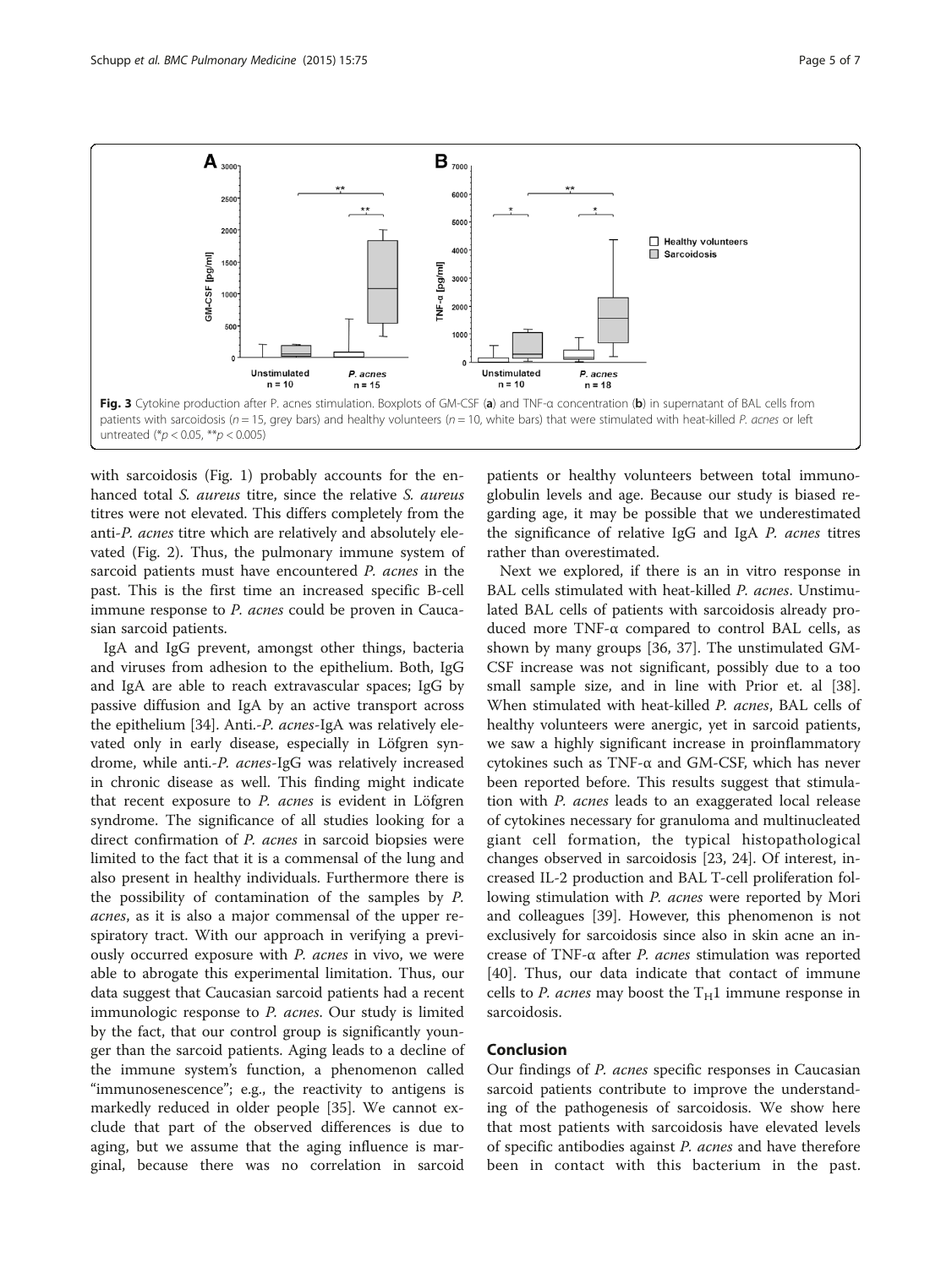**Fig. 3** Cytokine production after P. acnes stimulation. Boxplots of GM-CSF (**a**) and TNF-α concentration (**b**) in supernatant of BAL cells from patients with sarcoidosis ($n = 15$, grey bars) and healthy volunteers ($n = 10$, white bars) that were stimulated with heat-killed *P. acnes* or left untreated (*$p < 0.05$, **$p < 0.005$)

with sarcoidosis (Fig. 1) probably accounts for the enhanced total *S. aureus* titre, since the relative *S. aureus* titres were not elevated. This differs completely from the anti-*P. acnes* titre which are relatively and absolutely elevated (Fig. 2). Thus, the pulmonary immune system of sarcoid patients must have encountered *P. acnes* in the past. This is the first time an increased specific B-cell immune response to *P. acnes* could be proven in Caucasian sarcoid patients.

IgA and IgG prevent, amongst other things, bacteria and viruses from adhesion to the epithelium. Both, IgG and IgA are able to reach extravascular spaces; IgG by passive diffusion and IgA by an active transport across the epithelium [34]. Anti.-*P. acnes*-IgA was relatively elevated only in early disease, especially in Löfgren syndrome, while anti.-*P. acnes*-IgG was relatively increased in chronic disease as well. This finding might indicate that recent exposure to *P. acnes* is evident in Löfgren syndrome. The significance of all studies looking for a direct confirmation of *P. acnes* in sarcoid biopsies were limited to the fact that it is a commensal of the lung and also present in healthy individuals. Furthermore there is the possibility of contamination of the samples by *P. acnes*, as it is also a major commensal of the upper respiratory tract. With our approach in verifying a previously occurred exposure with *P. acnes* in vivo, we were able to abrogate this experimental limitation. Thus, our data suggest that Caucasian sarcoid patients had a recent immunologic response to *P. acnes*. Our study is limited by the fact, that our control group is significantly younger than the sarcoid patients. Aging leads to a decline of the immune system's function, a phenomenon called "immunosenescence"; e.g., the reactivity to antigens is markedly reduced in older people [35]. We cannot exclude that part of the observed differences is due to aging, but we assume that the aging influence is marginal, because there was no correlation in sarcoid patients or healthy volunteers between total immunoglobulin levels and age. Because our study is biased regarding age, it may be possible that we underestimated the significance of relative IgG and IgA *P. acnes* titres rather than overestimated.

Next we explored, if there is an in vitro response in BAL cells stimulated with heat-killed *P. acnes*. Unstimulated BAL cells of patients with sarcoidosis already produced more TNF-α compared to control BAL cells, as shown by many groups [36, 37]. The unstimulated GM-CSF increase was not significant, possibly due to a too small sample size, and in line with Prior et. al [38]. When stimulated with heat-killed *P. acnes*, BAL cells of healthy volunteers were anergic, yet in sarcoid patients, we saw a highly significant increase in proinflammatory cytokines such as TNF-α and GM-CSF, which has never been reported before. This results suggest that stimulation with *P. acnes* leads to an exaggerated local release of cytokines necessary for granuloma and multinucleated giant cell formation, the typical histopathological changes observed in sarcoidosis [23, 24]. Of interest, increased IL-2 production and BAL T-cell proliferation following stimulation with *P. acnes* were reported by Mori and colleagues [39]. However, this phenomenon is not exclusively for sarcoidosis since also in skin acne an increase of TNF-α after *P. acnes* stimulation was reported [40]. Thus, our data indicate that contact of immune cells to *P. acnes* may boost the $T_H1$ immune response in sarcoidosis.

## Conclusion

Our findings of *P. acnes* specific responses in Caucasian sarcoid patients contribute to improve the understanding of the pathogenesis of sarcoidosis. We show here that most patients with sarcoidosis have elevated levels of specific antibodies against *P. acnes* and have therefore been in contact with this bacterium in the past.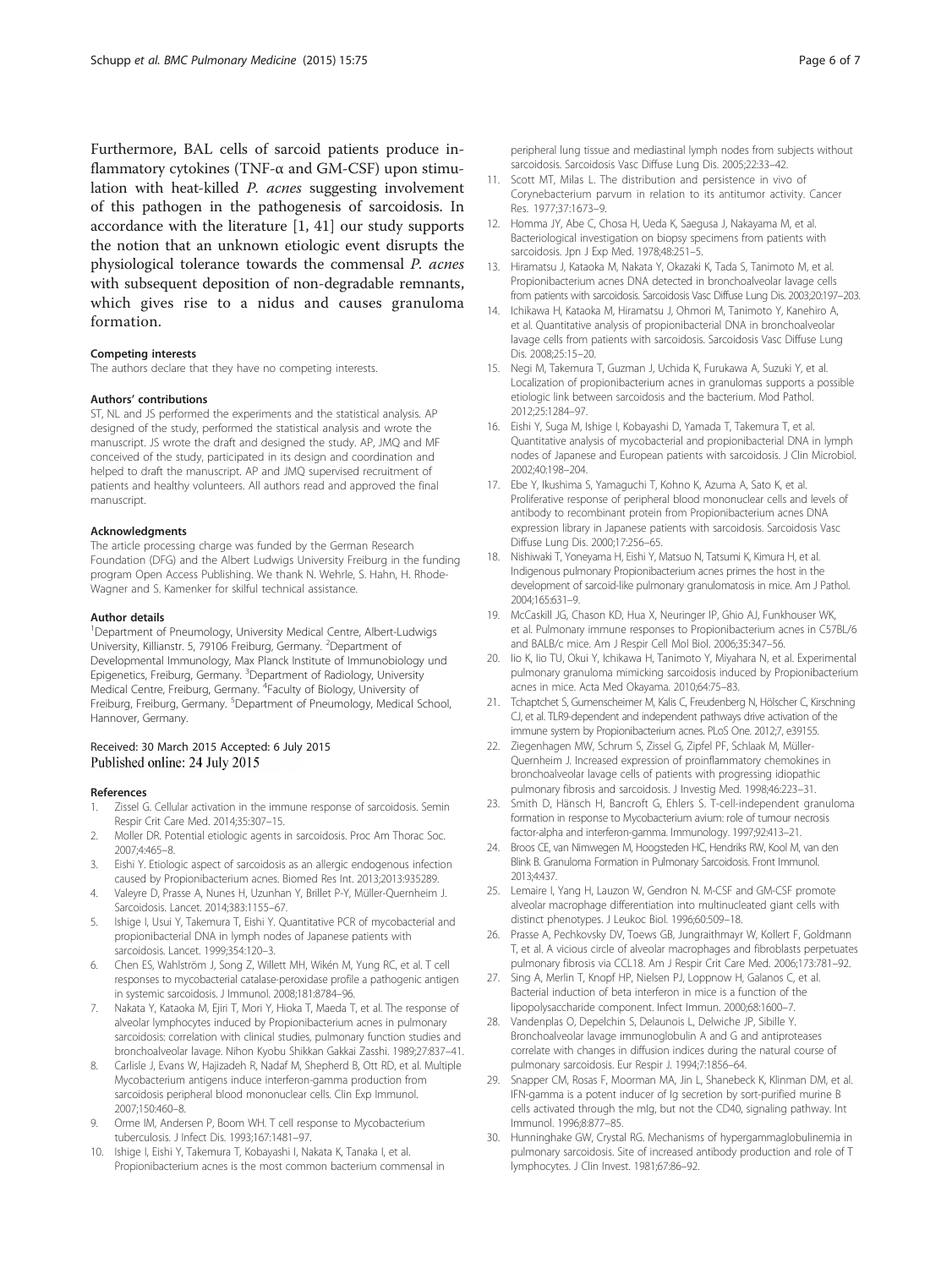Furthermore, BAL cells of sarcoid patients produce inflammatory cytokines (TNF-α and GM-CSF) upon stimulation with heat-killed *P. acnes* suggesting involvement of this pathogen in the pathogenesis of sarcoidosis. In accordance with the literature [1, 41] our study supports the notion that an unknown etiologic event disrupts the physiological tolerance towards the commensal *P. acnes* with subsequent deposition of non-degradable remnants, which gives rise to a nidus and causes granuloma formation.

#### Competing interests

The authors declare that they have no competing interests.

#### Authors' contributions

ST, NL and JS performed the experiments and the statistical analysis. AP designed of the study, performed the statistical analysis and wrote the manuscript. JS wrote the draft and designed the study. AP, JMQ and MF conceived of the study, participated in its design and coordination and helped to draft the manuscript. AP and JMQ supervised recruitment of patients and healthy volunteers. All authors read and approved the final manuscript.

#### Acknowledgments

The article processing charge was funded by the German Research Foundation (DFG) and the Albert Ludwigs University Freiburg in the funding program Open Access Publishing. We thank N. Wehrle, S. Hahn, H. Rhode-Wagner and S. Kamenker for skilful technical assistance.

#### Author details

[1]Department of Pneumology, University Medical Centre, Albert-Ludwigs University, Killianstr. 5, 79106 Freiburg, Germany. [2]Department of Developmental Immunology, Max Planck Institute of Immunobiology und Epigenetics, Freiburg, Germany. [3]Department of Radiology, University Medical Centre, Freiburg, Germany. [4]Faculty of Biology, University of Freiburg, Freiburg, Germany. [5]Department of Pneumology, Medical School, Hannover, Germany.

Received: 30 March 2015 Accepted: 6 July 2015
Published online: 24 July 2015

#### References

1. Zissel G. Cellular activation in the immune response of sarcoidosis. Semin Respir Crit Care Med. 2014;35:307–15.
2. Moller DR. Potential etiologic agents in sarcoidosis. Proc Am Thorac Soc. 2007;4:465–8.
3. Eishi Y. Etiologic aspect of sarcoidosis as an allergic endogenous infection caused by Propionibacterium acnes. Biomed Res Int. 2013;2013:935289.
4. Valeyre D, Prasse A, Nunes H, Uzunhan Y, Brillet P-Y, Müller-Quernheim J. Sarcoidosis. Lancet. 2014;383:1155–67.
5. Ishige I, Usui Y, Takemura T, Eishi Y. Quantitative PCR of mycobacterial and propionibacterial DNA in lymph nodes of Japanese patients with sarcoidosis. Lancet. 1999;354:120–3.
6. Chen ES, Wahlström J, Song Z, Willett MH, Wikén M, Yung RC, et al. T cell responses to mycobacterial catalase-peroxidase profile a pathogenic antigen in systemic sarcoidosis. J Immunol. 2008;181:8784–96.
7. Nakata Y, Kataoka M, Ejiri T, Mori Y, Hioka T, Maeda T, et al. The response of alveolar lymphocytes induced by Propionibacterium acnes in pulmonary sarcoidosis: correlation with clinical studies, pulmonary function studies and bronchoalveolar lavage. Nihon Kyobu Shikkan Gakkai Zasshi. 1989;27:837–41.
8. Carlisle J, Evans W, Hajizadeh R, Nadaf M, Shepherd B, Ott RD, et al. Multiple Mycobacterium antigens induce interferon-gamma production from sarcoidosis peripheral blood mononuclear cells. Clin Exp Immunol. 2007;150:460–8.
9. Orme IM, Andersen P, Boom WH. T cell response to Mycobacterium tuberculosis. J Infect Dis. 1993;167:1481–97.
10. Ishige I, Eishi Y, Takemura T, Kobayashi I, Nakata K, Tanaka I, et al. Propionibacterium acnes is the most common bacterium commensal in peripheral lung tissue and mediastinal lymph nodes from subjects without sarcoidosis. Sarcoidosis Vasc Diffuse Lung Dis. 2005;22:33–42.
11. Scott MT, Milas L. The distribution and persistence in vivo of Corynebacterium parvum in relation to its antitumor activity. Cancer Res. 1977;37:1673–9.
12. Homma JY, Abe C, Chosa H, Ueda K, Saegusa J, Nakayama M, et al. Bacteriological investigation on biopsy specimens from patients with sarcoidosis. Jpn J Exp Med. 1978;48:251–5.
13. Hiramatsu J, Kataoka M, Nakata Y, Okazaki K, Tada S, Tanimoto M, et al. Propionibacterium acnes DNA detected in bronchoalveolar lavage cells from patients with sarcoidosis. Sarcoidosis Vasc Diffuse Lung Dis. 2003;20:197–203.
14. Ichikawa H, Kataoka M, Hiramatsu J, Ohmori M, Tanimoto Y, Kanehiro A, et al. Quantitative analysis of propionibacterial DNA in bronchoalveolar lavage cells from patients with sarcoidosis. Sarcoidosis Vasc Diffuse Lung Dis. 2008;25:15–20.
15. Negi M, Takemura T, Guzman J, Uchida K, Furukawa A, Suzuki Y, et al. Localization of propionibacterium acnes in granulomas supports a possible etiologic link between sarcoidosis and the bacterium. Mod Pathol. 2012;25:1284–97.
16. Eishi Y, Suga M, Ishige I, Kobayashi D, Yamada T, Takemura T, et al. Quantitative analysis of mycobacterial and propionibacterial DNA in lymph nodes of Japanese and European patients with sarcoidosis. J Clin Microbiol. 2002;40:198–204.
17. Ebe Y, Ikushima S, Yamaguchi T, Kohno K, Azuma A, Sato K, et al. Proliferative response of peripheral blood mononuclear cells and levels of antibody to recombinant protein from Propionibacterium acnes DNA expression library in Japanese patients with sarcoidosis. Sarcoidosis Vasc Diffuse Lung Dis. 2000;17:256–65.
18. Nishiwaki T, Yoneyama H, Eishi Y, Matsuo N, Tatsumi K, Kimura H, et al. Indigenous pulmonary Propionibacterium acnes primes the host in the development of sarcoid-like pulmonary granulomatosis in mice. Am J Pathol. 2004;165:631–9.
19. McCaskill JG, Chason KD, Hua X, Neuringer IP, Ghio AJ, Funkhouser WK, et al. Pulmonary immune responses to Propionibacterium acnes in C57BL/6 and BALB/c mice. Am J Respir Cell Mol Biol. 2006;35:347–56.
20. Iio K, Iio TU, Okui Y, Ichikawa H, Tanimoto Y, Miyahara N, et al. Experimental pulmonary granuloma mimicking sarcoidosis induced by Propionibacterium acnes in mice. Acta Med Okayama. 2010;64:75–83.
21. Tchaptchet S, Gumenscheimer M, Kalis C, Freudenberg N, Hölscher C, Kirschning CJ, et al. TLR9-dependent and independent pathways drive activation of the immune system by Propionibacterium acnes. PLoS One. 2012;7, e39155.
22. Ziegenhagen MW, Schrum S, Zissel G, Zipfel PF, Schlaak M, Müller-Quernheim J. Increased expression of proinflammatory chemokines in bronchoalveolar lavage cells of patients with progressing idiopathic pulmonary fibrosis and sarcoidosis. J Investig Med. 1998;46:223–31.
23. Smith D, Hänsch H, Bancroft G, Ehlers S. T-cell-independent granuloma formation in response to Mycobacterium avium: role of tumour necrosis factor-alpha and interferon-gamma. Immunology. 1997;92:413–21.
24. Broos CE, van Nimwegen M, Hoogsteden HC, Hendriks RW, Kool M, van den Blink B. Granuloma Formation in Pulmonary Sarcoidosis. Front Immunol. 2013;4:437.
25. Lemaire I, Yang H, Lauzon W, Gendron N. M-CSF and GM-CSF promote alveolar macrophage differentiation into multinucleated giant cells with distinct phenotypes. J Leukoc Biol. 1996;60:509–18.
26. Prasse A, Pechkovsky DV, Toews GB, Jungraithmayr W, Kollert F, Goldmann T, et al. A vicious circle of alveolar macrophages and fibroblasts perpetuates pulmonary fibrosis via CCL18. Am J Respir Crit Care Med. 2006;173:781–92.
27. Sing A, Merlin T, Knopf HP, Nielsen PJ, Loppnow H, Galanos C, et al. Bacterial induction of beta interferon in mice is a function of the lipopolysaccharide component. Infect Immun. 2000;68:1600–7.
28. Vandenplas O, Depelchin S, Delaunois L, Delwiche JP, Sibille Y. Bronchoalveolar lavage immunoglobulin A and G and antiproteases correlate with changes in diffusion indices during the natural course of pulmonary sarcoidosis. Eur Respir J. 1994;7:1856–64.
29. Snapper CM, Rosas F, Moorman MA, Jin L, Shanebeck K, Klinman DM, et al. IFN-gamma is a potent inducer of Ig secretion by sort-purified murine B cells activated through the mIg, but not the CD40, signaling pathway. Int Immunol. 1996;8:877–85.
30. Hunninghake GW, Crystal RG. Mechanisms of hypergammaglobulinemia in pulmonary sarcoidosis. Site of increased antibody production and role of T lymphocytes. J Clin Invest. 1981;67:86–92.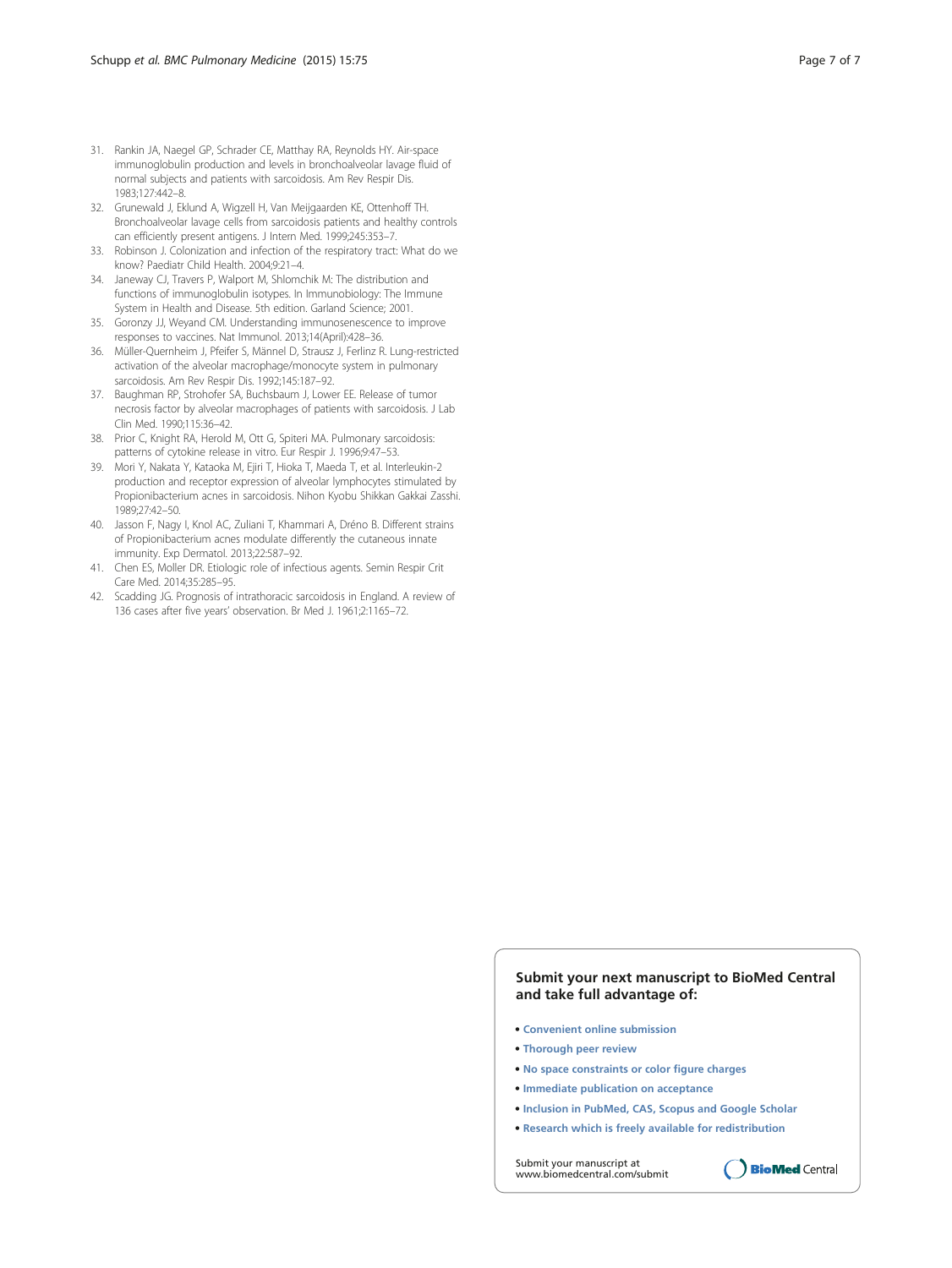31. Rankin JA, Naegel GP, Schrader CE, Matthay RA, Reynolds HY. Air-space immunoglobulin production and levels in bronchoalveolar lavage fluid of normal subjects and patients with sarcoidosis. Am Rev Respir Dis. 1983;127:442–8.
32. Grunewald J, Eklund A, Wigzell H, Van Meijgaarden KE, Ottenhoff TH. Bronchoalveolar lavage cells from sarcoidosis patients and healthy controls can efficiently present antigens. J Intern Med. 1999;245:353–7.
33. Robinson J. Colonization and infection of the respiratory tract: What do we know? Paediatr Child Health. 2004;9:21–4.
34. Janeway CJ, Travers P, Walport M, Shlomchik M: The distribution and functions of immunoglobulin isotypes. In Immunobiology: The Immune System in Health and Disease. 5th edition. Garland Science; 2001.
35. Goronzy JJ, Weyand CM. Understanding immunosenescence to improve responses to vaccines. Nat Immunol. 2013;14(April):428–36.
36. Müller-Quernheim J, Pfeifer S, Männel D, Strausz J, Ferlinz R. Lung-restricted activation of the alveolar macrophage/monocyte system in pulmonary sarcoidosis. Am Rev Respir Dis. 1992;145:187–92.
37. Baughman RP, Strohofer SA, Buchsbaum J, Lower EE. Release of tumor necrosis factor by alveolar macrophages of patients with sarcoidosis. J Lab Clin Med. 1990;115:36–42.
38. Prior C, Knight RA, Herold M, Ott G, Spiteri MA. Pulmonary sarcoidosis: patterns of cytokine release in vitro. Eur Respir J. 1996;9:47–53.
39. Mori Y, Nakata Y, Kataoka M, Ejiri T, Hioka T, Maeda T, et al. Interleukin-2 production and receptor expression of alveolar lymphocytes stimulated by Propionibacterium acnes in sarcoidosis. Nihon Kyobu Shikkan Gakkai Zasshi. 1989;27:42–50.
40. Jasson F, Nagy I, Knol AC, Zuliani T, Khammari A, Dréno B. Different strains of Propionibacterium acnes modulate differently the cutaneous innate immunity. Exp Dermatol. 2013;22:587–92.
41. Chen ES, Moller DR. Etiologic role of infectious agents. Semin Respir Crit Care Med. 2014;35:285–95.
42. Scadding JG. Prognosis of intrathoracic sarcoidosis in England. A review of 136 cases after five years' observation. Br Med J. 1961;2:1165–72.

**Submit your next manuscript to BioMed Central and take full advantage of:**

- **Convenient online submission**
- **Thorough peer review**
- **No space constraints or color figure charges**
- **Immediate publication on acceptance**
- **Inclusion in PubMed, CAS, Scopus and Google Scholar**
- **Research which is freely available for redistribution**

Submit your manuscript at
www.biomedcentral.com/submit

BioMed Central